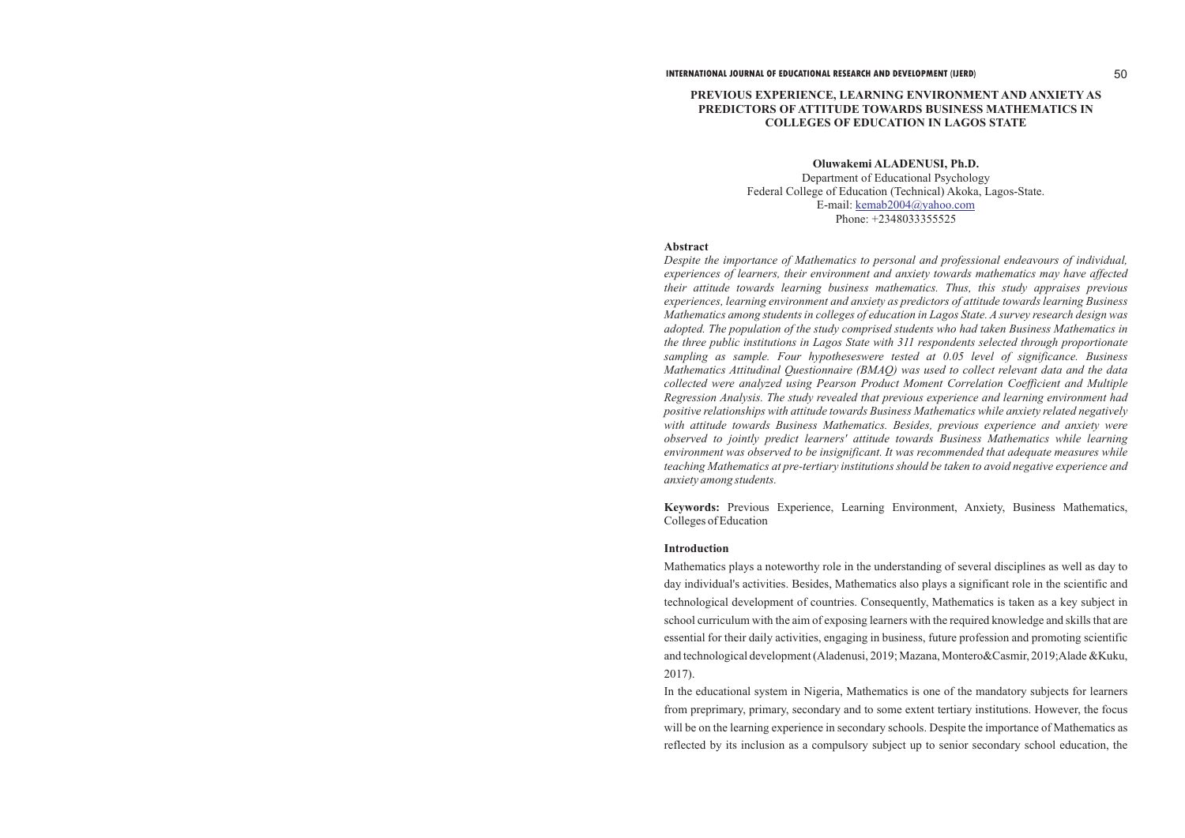# PREVIOUS EXPERIENCE, LEARNING ENVIRONMENT AND ANXIETY AS PREDICTORS OF ATTITUDE TOWARDS BUSINESS MATHEMATICS IN COLLEGES OF EDUCATION IN LAGOS STATE

**Oluwakemi ALADENUSI, Ph.D.**
Department of Educational Psychology
Federal College of Education (Technical) Akoka, Lagos-State.
E-mail: kemab2004@yahoo.com
Phone: +2348033355525

## Abstract

*Despite the importance of Mathematics to personal and professional endeavours of individual, experiences of learners, their environment and anxiety towards mathematics may have affected their attitude towards learning business mathematics. Thus, this study appraises previous experiences, learning environment and anxiety as predictors of attitude towards learning Business Mathematics among students in colleges of education in Lagos State. A survey research design was adopted. The population of the study comprised students who had taken Business Mathematics in the three public institutions in Lagos State with 311 respondents selected through proportionate sampling as sample. Four hypotheseswere tested at 0.05 level of significance. Business Mathematics Attitudinal Questionnaire (BMAQ) was used to collect relevant data and the data collected were analyzed using Pearson Product Moment Correlation Coefficient and Multiple Regression Analysis. The study revealed that previous experience and learning environment had positive relationships with attitude towards Business Mathematics while anxiety related negatively with attitude towards Business Mathematics. Besides, previous experience and anxiety were observed to jointly predict learners' attitude towards Business Mathematics while learning environment was observed to be insignificant. It was recommended that adequate measures while teaching Mathematics at pre-tertiary institutions should be taken to avoid negative experience and anxiety among students.*

**Keywords:** Previous Experience, Learning Environment, Anxiety, Business Mathematics, Colleges of Education

## Introduction

Mathematics plays a noteworthy role in the understanding of several disciplines as well as day to day individual's activities. Besides, Mathematics also plays a significant role in the scientific and technological development of countries. Consequently, Mathematics is taken as a key subject in school curriculum with the aim of exposing learners with the required knowledge and skills that are essential for their daily activities, engaging in business, future profession and promoting scientific and technological development (Aladenusi, 2019; Mazana, Montero&Casmir, 2019;Alade &Kuku, 2017).

In the educational system in Nigeria, Mathematics is one of the mandatory subjects for learners from preprimary, primary, secondary and to some extent tertiary institutions. However, the focus will be on the learning experience in secondary schools. Despite the importance of Mathematics as reflected by its inclusion as a compulsory subject up to senior secondary school education, the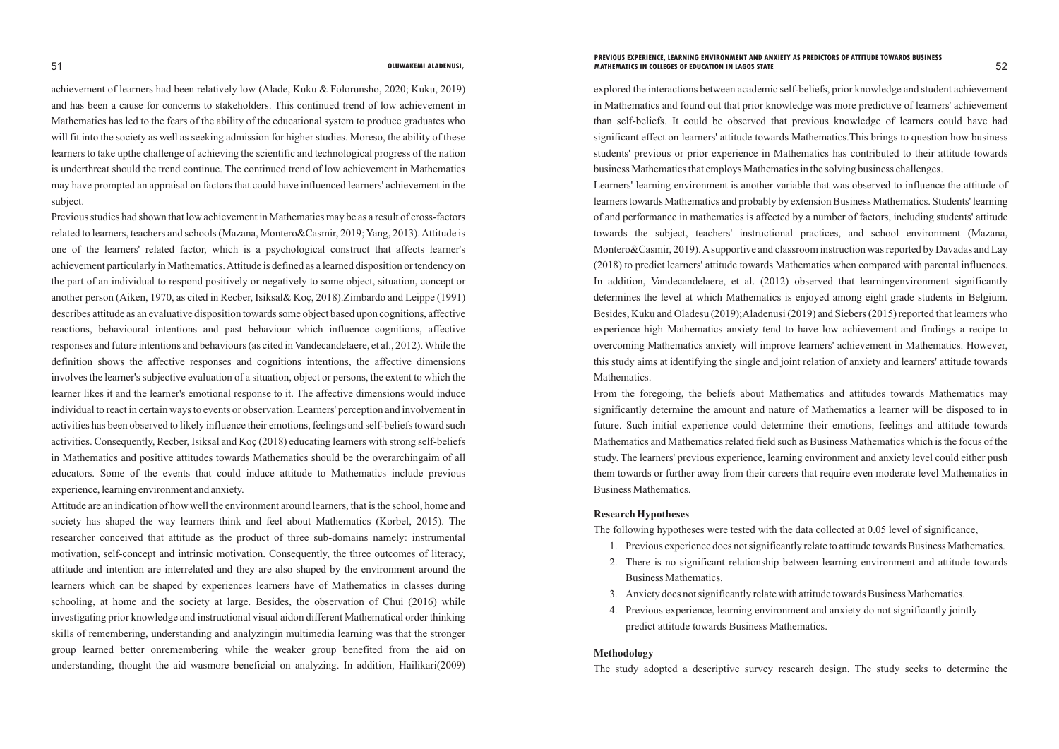achievement of learners had been relatively low (Alade, Kuku & Folorunsho, 2020; Kuku, 2019) and has been a cause for concerns to stakeholders. This continued trend of low achievement in Mathematics has led to the fears of the ability of the educational system to produce graduates who will fit into the society as well as seeking admission for higher studies. Moreso, the ability of these learners to take upthe challenge of achieving the scientific and technological progress of the nation is underthreat should the trend continue. The continued trend of low achievement in Mathematics may have prompted an appraisal on factors that could have influenced learners' achievement in the subject.

Previous studies had shown that low achievement in Mathematics may be as a result of cross-factors related to learners, teachers and schools (Mazana, Montero&Casmir, 2019; Yang, 2013). Attitude is one of the learners' related factor, which is a psychological construct that affects learner's achievement particularly in Mathematics. Attitude is defined as a learned disposition or tendency on the part of an individual to respond positively or negatively to some object, situation, concept or another person (Aiken, 1970, as cited in Recber, Isiksal& Koç, 2018).Zimbardo and Leippe (1991) describes attitude as an evaluative disposition towards some object based upon cognitions, affective reactions, behavioural intentions and past behaviour which influence cognitions, affective responses and future intentions and behaviours (as cited in Vandecandelaere, et al., 2012). While the definition shows the affective responses and cognitions intentions, the affective dimensions involves the learner's subjective evaluation of a situation, object or persons, the extent to which the learner likes it and the learner's emotional response to it. The affective dimensions would induce individual to react in certain ways to events or observation. Learners' perception and involvement in activities has been observed to likely influence their emotions, feelings and self-beliefs toward such activities. Consequently, Recber, Isiksal and Koç (2018) educating learners with strong self-beliefs in Mathematics and positive attitudes towards Mathematics should be the overarchingaim of all educators. Some of the events that could induce attitude to Mathematics include previous experience, learning environment and anxiety.

Attitude are an indication of how well the environment around learners, that is the school, home and society has shaped the way learners think and feel about Mathematics (Korbel, 2015). The researcher conceived that attitude as the product of three sub-domains namely: instrumental motivation, self-concept and intrinsic motivation. Consequently, the three outcomes of literacy, attitude and intention are interrelated and they are also shaped by the environment around the learners which can be shaped by experiences learners have of Mathematics in classes during schooling, at home and the society at large. Besides, the observation of Chui (2016) while investigating prior knowledge and instructional visual aidon different Mathematical order thinking skills of remembering, understanding and analyzingin multimedia learning was that the stronger group learned better onremembering while the weaker group benefited from the aid on understanding, thought the aid wasmore beneficial on analyzing. In addition, Hailikari(2009) explored the interactions between academic self-beliefs, prior knowledge and student achievement in Mathematics and found out that prior knowledge was more predictive of learners' achievement than self-beliefs. It could be observed that previous knowledge of learners could have had significant effect on learners' attitude towards Mathematics.This brings to question how business students' previous or prior experience in Mathematics has contributed to their attitude towards business Mathematics that employs Mathematics in the solving business challenges.

Learners' learning environment is another variable that was observed to influence the attitude of learners towards Mathematics and probably by extension Business Mathematics. Students' learning of and performance in mathematics is affected by a number of factors, including students' attitude towards the subject, teachers' instructional practices, and school environment (Mazana, Montero&Casmir, 2019). A supportive and classroom instruction was reported by Davadas and Lay (2018) to predict learners' attitude towards Mathematics when compared with parental influences. In addition, Vandecandelaere, et al. (2012) observed that learningenvironment significantly determines the level at which Mathematics is enjoyed among eight grade students in Belgium. Besides, Kuku and Oladesu (2019);Aladenusi (2019) and Siebers (2015) reported that learners who experience high Mathematics anxiety tend to have low achievement and findings a recipe to overcoming Mathematics anxiety will improve learners' achievement in Mathematics. However, this study aims at identifying the single and joint relation of anxiety and learners' attitude towards Mathematics.

From the foregoing, the beliefs about Mathematics and attitudes towards Mathematics may significantly determine the amount and nature of Mathematics a learner will be disposed to in future. Such initial experience could determine their emotions, feelings and attitude towards Mathematics and Mathematics related field such as Business Mathematics which is the focus of the study. The learners' previous experience, learning environment and anxiety level could either push them towards or further away from their careers that require even moderate level Mathematics in Business Mathematics.

**Research Hypotheses**

The following hypotheses were tested with the data collected at 0.05 level of significance,

1. Previous experience does not significantly relate to attitude towards Business Mathematics.
2. There is no significant relationship between learning environment and attitude towards Business Mathematics.
3. Anxiety does not significantly relate with attitude towards Business Mathematics.
4. Previous experience, learning environment and anxiety do not significantly jointly predict attitude towards Business Mathematics.

**Methodology**

The study adopted a descriptive survey research design. The study seeks to determine the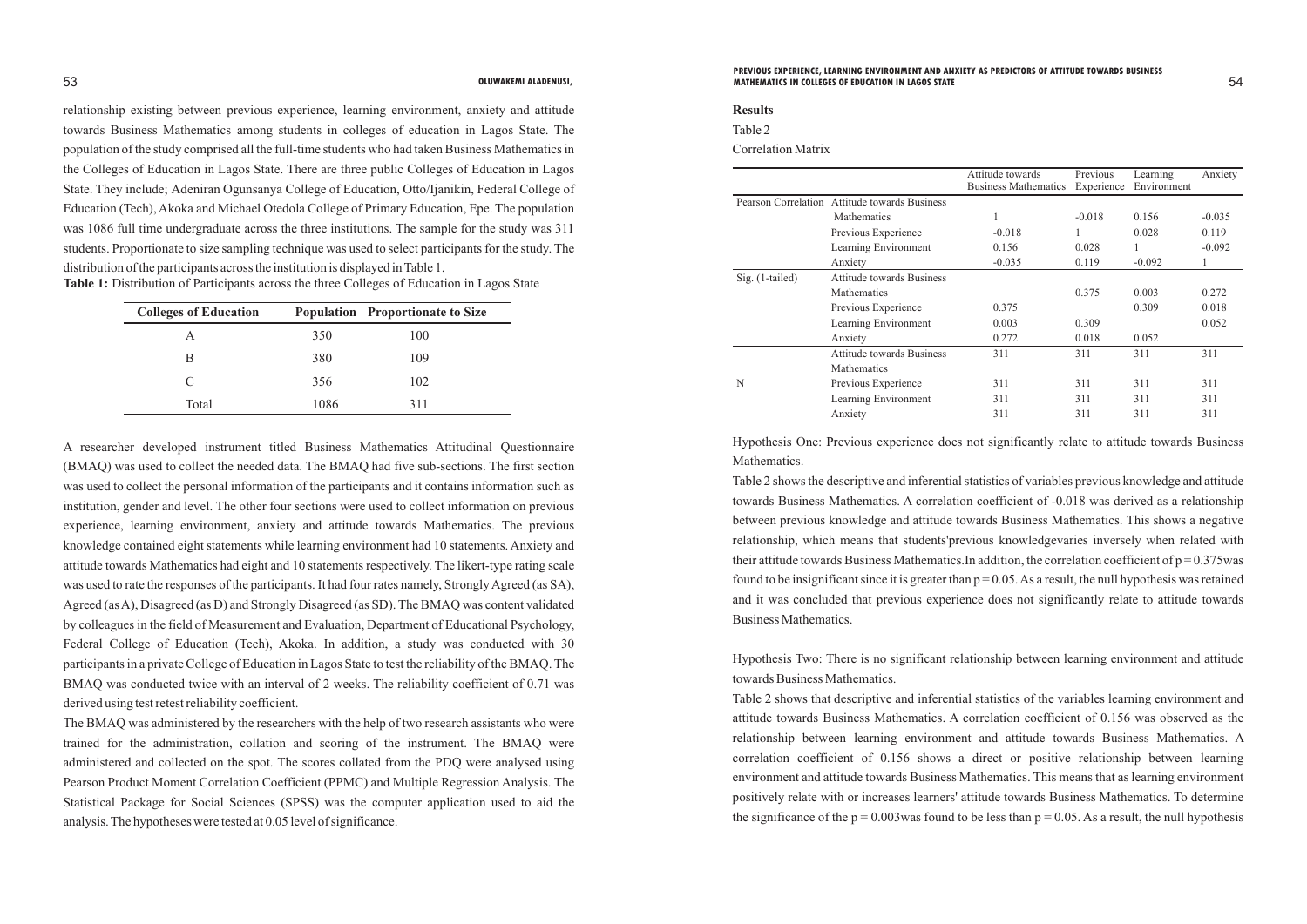relationship existing between previous experience, learning environment, anxiety and attitude towards Business Mathematics among students in colleges of education in Lagos State. The population of the study comprised all the full-time students who had taken Business Mathematics in the Colleges of Education in Lagos State. There are three public Colleges of Education in Lagos State. They include; Adeniran Ogunsanya College of Education, Otto/Ijanikin, Federal College of Education (Tech), Akoka and Michael Otedola College of Primary Education, Epe. The population was 1086 full time undergraduate across the three institutions. The sample for the study was 311 students. Proportionate to size sampling technique was used to select participants for the study. The distribution of the participants across the institution is displayed in Table 1.

**Table 1:** Distribution of Participants across the three Colleges of Education in Lagos State

| Colleges of Education | Population | Proportionate to Size |
|---|---|---|
| A | 350 | 100 |
| B | 380 | 109 |
| C | 356 | 102 |
| Total | 1086 | 311 |

A researcher developed instrument titled Business Mathematics Attitudinal Questionnaire (BMAQ) was used to collect the needed data. The BMAQ had five sub-sections. The first section was used to collect the personal information of the participants and it contains information such as institution, gender and level. The other four sections were used to collect information on previous experience, learning environment, anxiety and attitude towards Mathematics. The previous knowledge contained eight statements while learning environment had 10 statements. Anxiety and attitude towards Mathematics had eight and 10 statements respectively. The likert-type rating scale was used to rate the responses of the participants. It had four rates namely, Strongly Agreed (as SA), Agreed (as A), Disagreed (as D) and Strongly Disagreed (as SD). The BMAQ was content validated by colleagues in the field of Measurement and Evaluation, Department of Educational Psychology, Federal College of Education (Tech), Akoka. In addition, a study was conducted with 30 participants in a private College of Education in Lagos State to test the reliability of the BMAQ. The BMAQ was conducted twice with an interval of 2 weeks. The reliability coefficient of 0.71 was derived using test retest reliability coefficient.

The BMAQ was administered by the researchers with the help of two research assistants who were trained for the administration, collation and scoring of the instrument. The BMAQ were administered and collected on the spot. The scores collated from the PDQ were analysed using Pearson Product Moment Correlation Coefficient (PPMC) and Multiple Regression Analysis. The Statistical Package for Social Sciences (SPSS) was the computer application used to aid the analysis. The hypotheses were tested at 0.05 level of significance.

## Results

Table 2

Correlation Matrix

| | | Attitude towards Business Mathematics | Previous Experience | Learning Environment | Anxiety |
|---|---|---|---|---|---|
| Pearson Correlation | Attitude towards Business Mathematics | 1 | -0.018 | 0.156 | -0.035 |
| | Previous Experience | -0.018 | 1 | 0.028 | 0.119 |
| | Learning Environment | 0.156 | 0.028 | 1 | -0.092 |
| | Anxiety | -0.035 | 0.119 | -0.092 | 1 |
| Sig. (1-tailed) | Attitude towards Business Mathematics | | 0.375 | 0.003 | 0.272 |
| | Previous Experience | 0.375 | | 0.309 | 0.018 |
| | Learning Environment | 0.003 | 0.309 | | 0.052 |
| | Anxiety | 0.272 | 0.018 | 0.052 | |
| N | Attitude towards Business Mathematics | 311 | 311 | 311 | 311 |
| | Previous Experience | 311 | 311 | 311 | 311 |
| | Learning Environment | 311 | 311 | 311 | 311 |
| | Anxiety | 311 | 311 | 311 | 311 |

Hypothesis One: Previous experience does not significantly relate to attitude towards Business Mathematics.

Table 2 shows the descriptive and inferential statistics of variables previous knowledge and attitude towards Business Mathematics. A correlation coefficient of -0.018 was derived as a relationship between previous knowledge and attitude towards Business Mathematics. This shows a negative relationship, which means that students'previous knowledgevaries inversely when related with their attitude towards Business Mathematics.In addition, the correlation coefficient of $p = 0.375$was found to be insignificant since it is greater than $p = 0.05$. As a result, the null hypothesis was retained and it was concluded that previous experience does not significantly relate to attitude towards Business Mathematics.

Hypothesis Two: There is no significant relationship between learning environment and attitude towards Business Mathematics.

Table 2 shows that descriptive and inferential statistics of the variables learning environment and attitude towards Business Mathematics. A correlation coefficient of 0.156 was observed as the relationship between learning environment and attitude towards Business Mathematics. A correlation coefficient of 0.156 shows a direct or positive relationship between learning environment and attitude towards Business Mathematics. This means that as learning environment positively relate with or increases learners' attitude towards Business Mathematics. To determine the significance of the $p = 0.003$was found to be less than $p = 0.05$. As a result, the null hypothesis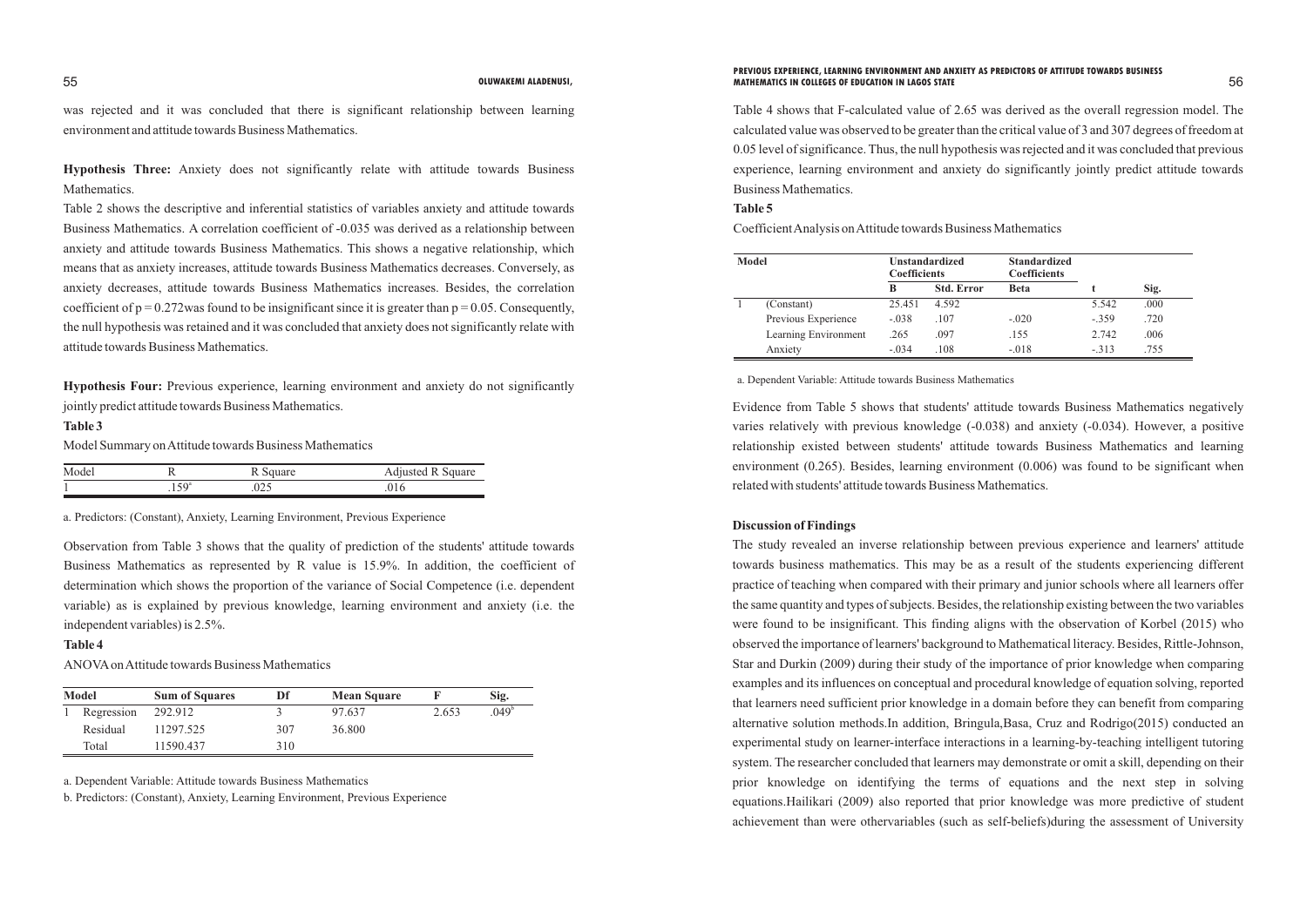was rejected and it was concluded that there is significant relationship between learning environment and attitude towards Business Mathematics.

**Hypothesis Three:** Anxiety does not significantly relate with attitude towards Business Mathematics.

Table 2 shows the descriptive and inferential statistics of variables anxiety and attitude towards Business Mathematics. A correlation coefficient of -0.035 was derived as a relationship between anxiety and attitude towards Business Mathematics. This shows a negative relationship, which means that as anxiety increases, attitude towards Business Mathematics decreases. Conversely, as anxiety decreases, attitude towards Business Mathematics increases. Besides, the correlation coefficient of $p = 0.272$was found to be insignificant since it is greater than $p = 0.05$. Consequently, the null hypothesis was retained and it was concluded that anxiety does not significantly relate with attitude towards Business Mathematics.

**Hypothesis Four:** Previous experience, learning environment and anxiety do not significantly jointly predict attitude towards Business Mathematics.

**Table 3**

Model Summary on Attitude towards Business Mathematics

| Model | R | R Square | Adjusted R Square |
|---|---|---|---|
| 1 | .159[a] | .025 | .016 |

a. Predictors: (Constant), Anxiety, Learning Environment, Previous Experience

Observation from Table 3 shows that the quality of prediction of the students' attitude towards Business Mathematics as represented by R value is 15.9%. In addition, the coefficient of determination which shows the proportion of the variance of Social Competence (i.e. dependent variable) as is explained by previous knowledge, learning environment and anxiety (i.e. the independent variables) is 2.5%.

**Table 4**

ANOVA on Attitude towards Business Mathematics

| Model | | Sum of Squares | Df | Mean Square | F | Sig. |
|---|---|---|---|---|---|---|
| 1 | Regression | 292.912 | 3 | 97.637 | 2.653 | .049[b] |
| | Residual | 11297.525 | 307 | 36.800 | | |
| | Total | 11590.437 | 310 | | | |

a. Dependent Variable: Attitude towards Business Mathematics

b. Predictors: (Constant), Anxiety, Learning Environment, Previous Experience

Table 4 shows that F-calculated value of 2.65 was derived as the overall regression model. The calculated value was observed to be greater than the critical value of 3 and 307 degrees of freedom at 0.05 level of significance. Thus, the null hypothesis was rejected and it was concluded that previous experience, learning environment and anxiety do significantly jointly predict attitude towards Business Mathematics.

**Table 5**

Coefficient Analysis on Attitude towards Business Mathematics

| Model | | Unstandardized Coefficients | | Standardized Coefficients | | |
|---|---|---|---|---|---|---|
| | | B | Std. Error | Beta | t | Sig. |
| 1 | (Constant) | 25.451 | 4.592 | | 5.542 | .000 |
| | Previous Experience | -.038 | .107 | -.020 | -.359 | .720 |
| | Learning Environment | .265 | .097 | .155 | 2.742 | .006 |
| | Anxiety | -.034 | .108 | -.018 | -.313 | .755 |

a. Dependent Variable: Attitude towards Business Mathematics

Evidence from Table 5 shows that students' attitude towards Business Mathematics negatively varies relatively with previous knowledge (-0.038) and anxiety (-0.034). However, a positive relationship existed between students' attitude towards Business Mathematics and learning environment (0.265). Besides, learning environment (0.006) was found to be significant when related with students' attitude towards Business Mathematics.

**Discussion of Findings**

The study revealed an inverse relationship between previous experience and learners' attitude towards business mathematics. This may be as a result of the students experiencing different practice of teaching when compared with their primary and junior schools where all learners offer the same quantity and types of subjects. Besides, the relationship existing between the two variables were found to be insignificant. This finding aligns with the observation of Korbel (2015) who observed the importance of learners' background to Mathematical literacy. Besides, Rittle-Johnson, Star and Durkin (2009) during their study of the importance of prior knowledge when comparing examples and its influences on conceptual and procedural knowledge of equation solving, reported that learners need sufficient prior knowledge in a domain before they can benefit from comparing alternative solution methods.In addition, Bringula,Basa, Cruz and Rodrigo(2015) conducted an experimental study on learner-interface interactions in a learning-by-teaching intelligent tutoring system. The researcher concluded that learners may demonstrate or omit a skill, depending on their prior knowledge on identifying the terms of equations and the next step in solving equations.Hailikari (2009) also reported that prior knowledge was more predictive of student achievement than were othervariables (such as self-beliefs)during the assessment of University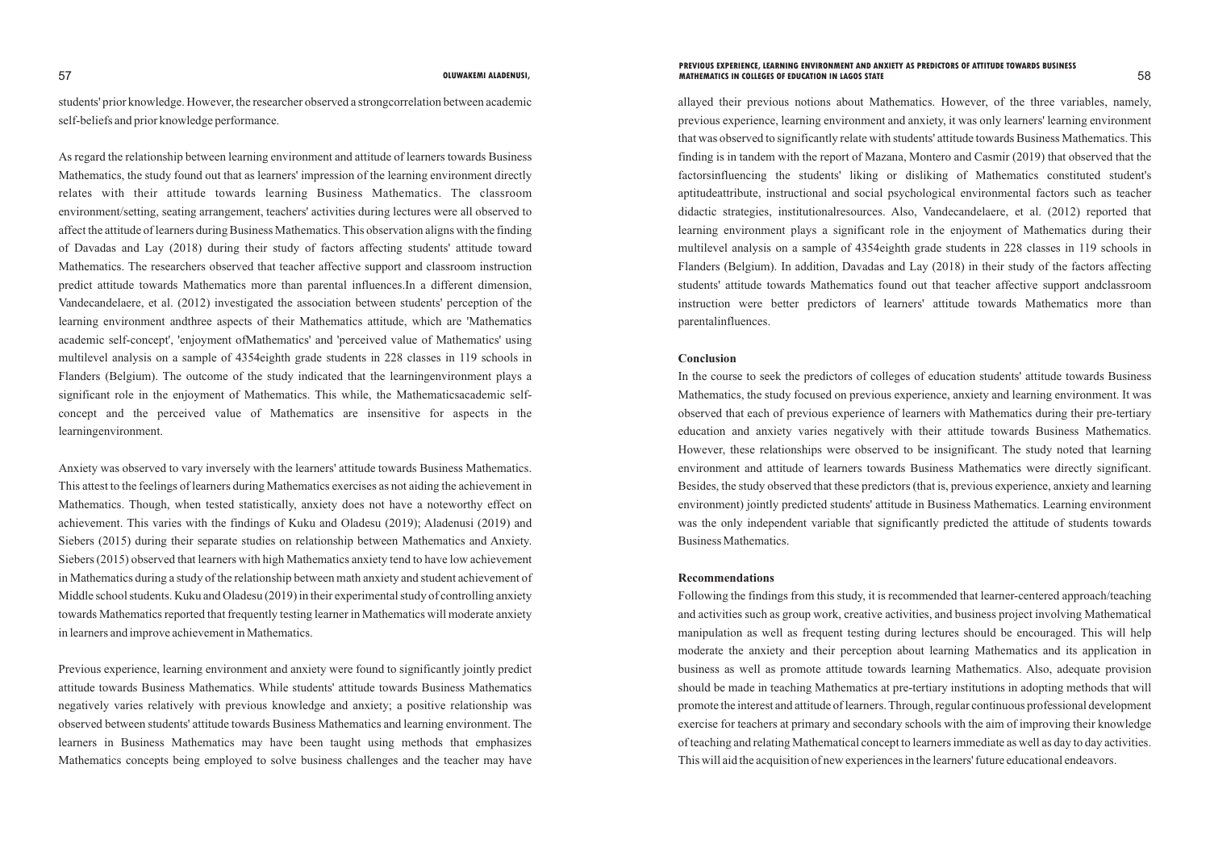students' prior knowledge. However, the researcher observed a strongcorrelation between academic self-beliefs and prior knowledge performance.

As regard the relationship between learning environment and attitude of learners towards Business Mathematics, the study found out that as learners' impression of the learning environment directly relates with their attitude towards learning Business Mathematics. The classroom environment/setting, seating arrangement, teachers' activities during lectures were all observed to affect the attitude of learners during Business Mathematics. This observation aligns with the finding of Davadas and Lay (2018) during their study of factors affecting students' attitude toward Mathematics. The researchers observed that teacher affective support and classroom instruction predict attitude towards Mathematics more than parental influences.In a different dimension, Vandecandelaere, et al. (2012) investigated the association between students' perception of the learning environment andthree aspects of their Mathematics attitude, which are 'Mathematics academic self-concept', 'enjoyment ofMathematics' and 'perceived value of Mathematics' using multilevel analysis on a sample of 4354eighth grade students in 228 classes in 119 schools in Flanders (Belgium). The outcome of the study indicated that the learningenvironment plays a significant role in the enjoyment of Mathematics. This while, the Mathematicsacademic self-concept and the perceived value of Mathematics are insensitive for aspects in the learningenvironment.

Anxiety was observed to vary inversely with the learners' attitude towards Business Mathematics. This attest to the feelings of learners during Mathematics exercises as not aiding the achievement in Mathematics. Though, when tested statistically, anxiety does not have a noteworthy effect on achievement. This varies with the findings of Kuku and Oladesu (2019); Aladenusi (2019) and Siebers (2015) during their separate studies on relationship between Mathematics and Anxiety. Siebers (2015) observed that learners with high Mathematics anxiety tend to have low achievement in Mathematics during a study of the relationship between math anxiety and student achievement of Middle school students. Kuku and Oladesu (2019) in their experimental study of controlling anxiety towards Mathematics reported that frequently testing learner in Mathematics will moderate anxiety in learners and improve achievement in Mathematics.

Previous experience, learning environment and anxiety were found to significantly jointly predict attitude towards Business Mathematics. While students' attitude towards Business Mathematics negatively varies relatively with previous knowledge and anxiety; a positive relationship was observed between students' attitude towards Business Mathematics and learning environment. The learners in Business Mathematics may have been taught using methods that emphasizes Mathematics concepts being employed to solve business challenges and the teacher may have allayed their previous notions about Mathematics. However, of the three variables, namely, previous experience, learning environment and anxiety, it was only learners' learning environment that was observed to significantly relate with students' attitude towards Business Mathematics. This finding is in tandem with the report of Mazana, Montero and Casmir (2019) that observed that the factorsinfluencing the students' liking or disliking of Mathematics constituted student's aptitudeattribute, instructional and social psychological environmental factors such as teacher didactic strategies, institutionalresources. Also, Vandecandelaere, et al. (2012) reported that learning environment plays a significant role in the enjoyment of Mathematics during their multilevel analysis on a sample of 4354eighth grade students in 228 classes in 119 schools in Flanders (Belgium). In addition, Davadas and Lay (2018) in their study of the factors affecting students' attitude towards Mathematics found out that teacher affective support andclassroom instruction were better predictors of learners' attitude towards Mathematics more than parentalinfluences.

**Conclusion**

In the course to seek the predictors of colleges of education students' attitude towards Business Mathematics, the study focused on previous experience, anxiety and learning environment. It was observed that each of previous experience of learners with Mathematics during their pre-tertiary education and anxiety varies negatively with their attitude towards Business Mathematics. However, these relationships were observed to be insignificant. The study noted that learning environment and attitude of learners towards Business Mathematics were directly significant. Besides, the study observed that these predictors (that is, previous experience, anxiety and learning environment) jointly predicted students' attitude in Business Mathematics. Learning environment was the only independent variable that significantly predicted the attitude of students towards Business Mathematics.

**Recommendations**

Following the findings from this study, it is recommended that learner-centered approach/teaching and activities such as group work, creative activities, and business project involving Mathematical manipulation as well as frequent testing during lectures should be encouraged. This will help moderate the anxiety and their perception about learning Mathematics and its application in business as well as promote attitude towards learning Mathematics. Also, adequate provision should be made in teaching Mathematics at pre-tertiary institutions in adopting methods that will promote the interest and attitude of learners. Through, regular continuous professional development exercise for teachers at primary and secondary schools with the aim of improving their knowledge of teaching and relating Mathematical concept to learners immediate as well as day to day activities. This will aid the acquisition of new experiences in the learners' future educational endeavors.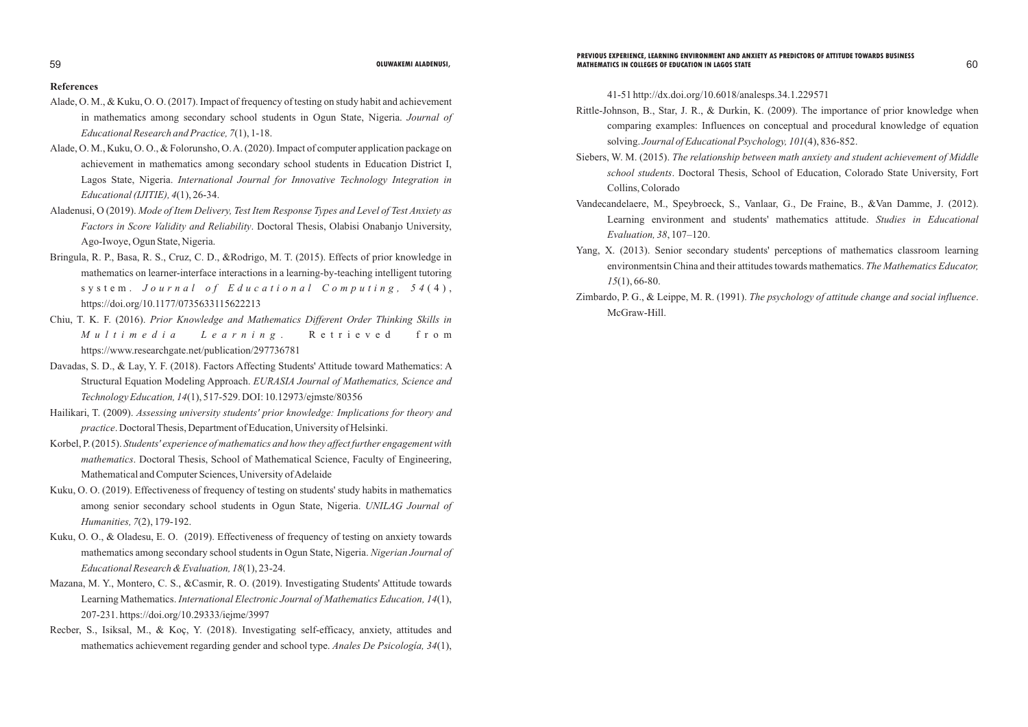**References**

Alade, O. M., & Kuku, O. O. (2017). Impact of frequency of testing on study habit and achievement in mathematics among secondary school students in Ogun State, Nigeria. *Journal of Educational Research and Practice, 7*(1), 1-18.

Alade, O. M., Kuku, O. O., & Folorunsho, O. A. (2020). Impact of computer application package on achievement in mathematics among secondary school students in Education District I, Lagos State, Nigeria. *International Journal for Innovative Technology Integration in Educational (IJITIE), 4*(1), 26-34.

Aladenusi, O (2019). *Mode of Item Delivery, Test Item Response Types and Level of Test Anxiety as Factors in Score Validity and Reliability*. Doctoral Thesis, Olabisi Onabanjo University, Ago-Iwoye, Ogun State, Nigeria.

Bringula, R. P., Basa, R. S., Cruz, C. D., &Rodrigo, M. T. (2015). Effects of prior knowledge in mathematics on learner-interface interactions in a learning-by-teaching intelligent tutoring system. *Journal of Educational Computing, 54*(4), https://doi.org/10.1177/0735633115622213

Chiu, T. K. F. (2016). *Prior Knowledge and Mathematics Different Order Thinking Skills in Multimedia Learning*. Retrieved from https://www.researchgate.net/publication/297736781

Davadas, S. D., & Lay, Y. F. (2018). Factors Affecting Students' Attitude toward Mathematics: A Structural Equation Modeling Approach. *EURASIA Journal of Mathematics, Science and Technology Education, 14*(1), 517-529. DOI: 10.12973/ejmste/80356

Hailikari, T. (2009). *Assessing university students' prior knowledge: Implications for theory and practice*. Doctoral Thesis, Department of Education, University of Helsinki.

Korbel, P. (2015). *Students' experience of mathematics and how they affect further engagement with mathematics*. Doctoral Thesis, School of Mathematical Science, Faculty of Engineering, Mathematical and Computer Sciences, University of Adelaide

Kuku, O. O. (2019). Effectiveness of frequency of testing on students' study habits in mathematics among senior secondary school students in Ogun State, Nigeria. *UNILAG Journal of Humanities, 7*(2), 179-192.

Kuku, O. O., & Oladesu, E. O. (2019). Effectiveness of frequency of testing on anxiety towards mathematics among secondary school students in Ogun State, Nigeria. *Nigerian Journal of Educational Research & Evaluation, 18*(1), 23-24.

Mazana, M. Y., Montero, C. S., &Casmir, R. O. (2019). Investigating Students' Attitude towards Learning Mathematics. *International Electronic Journal of Mathematics Education, 14*(1), 207-231. https://doi.org/10.29333/iejme/3997

Recber, S., Isiksal, M., & Koç, Y. (2018). Investigating self-efficacy, anxiety, attitudes and mathematics achievement regarding gender and school type. *Anales De Psicología, 34*(1), 41-51 http://dx.doi.org/10.6018/analesps.34.1.229571

Rittle-Johnson, B., Star, J. R., & Durkin, K. (2009). The importance of prior knowledge when comparing examples: Influences on conceptual and procedural knowledge of equation solving. *Journal of Educational Psychology, 101*(4), 836-852.

Siebers, W. M. (2015). *The relationship between math anxiety and student achievement of Middle school students*. Doctoral Thesis, School of Education, Colorado State University, Fort Collins, Colorado

Vandecandelaere, M., Speybroeck, S., Vanlaar, G., De Fraine, B., &Van Damme, J. (2012). Learning environment and students' mathematics attitude. *Studies in Educational Evaluation, 38*, 107–120.

Yang, X. (2013). Senior secondary students' perceptions of mathematics classroom learning environmentsin China and their attitudes towards mathematics. *The Mathematics Educator, 15*(1), 66-80.

Zimbardo, P. G., & Leippe, M. R. (1991). *The psychology of attitude change and social influence*. McGraw-Hill.